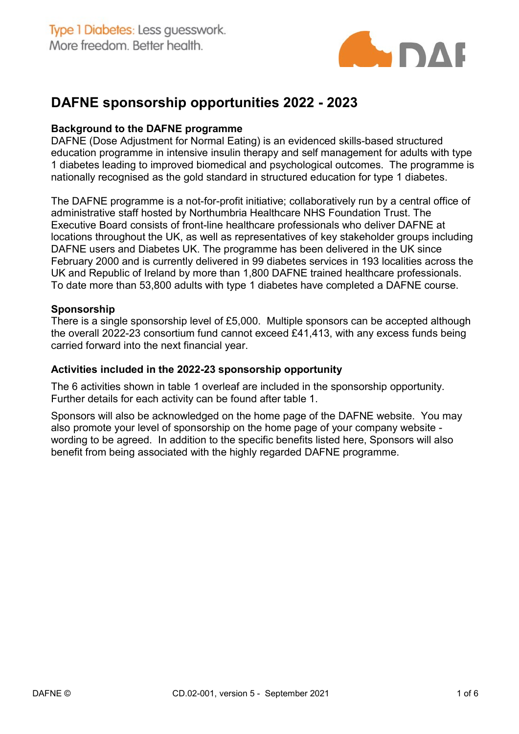Type 1 Diabetes: Less guesswork.
More freedom. Better health.

# DAFNE sponsorship opportunities 2022 - 2023

## Background to the DAFNE programme

DAFNE (Dose Adjustment for Normal Eating) is an evidenced skills-based structured education programme in intensive insulin therapy and self management for adults with type 1 diabetes leading to improved biomedical and psychological outcomes. The programme is nationally recognised as the gold standard in structured education for type 1 diabetes.

The DAFNE programme is a not-for-profit initiative; collaboratively run by a central office of administrative staff hosted by Northumbria Healthcare NHS Foundation Trust. The Executive Board consists of front-line healthcare professionals who deliver DAFNE at locations throughout the UK, as well as representatives of key stakeholder groups including DAFNE users and Diabetes UK. The programme has been delivered in the UK since February 2000 and is currently delivered in 99 diabetes services in 193 localities across the UK and Republic of Ireland by more than 1,800 DAFNE trained healthcare professionals. To date more than 53,800 adults with type 1 diabetes have completed a DAFNE course.

## Sponsorship

There is a single sponsorship level of £5,000. Multiple sponsors can be accepted although the overall 2022-23 consortium fund cannot exceed £41,413, with any excess funds being carried forward into the next financial year.

## Activities included in the 2022-23 sponsorship opportunity

The 6 activities shown in table 1 overleaf are included in the sponsorship opportunity. Further details for each activity can be found after table 1.

Sponsors will also be acknowledged on the home page of the DAFNE website. You may also promote your level of sponsorship on the home page of your company website - wording to be agreed. In addition to the specific benefits listed here, Sponsors will also benefit from being associated with the highly regarded DAFNE programme.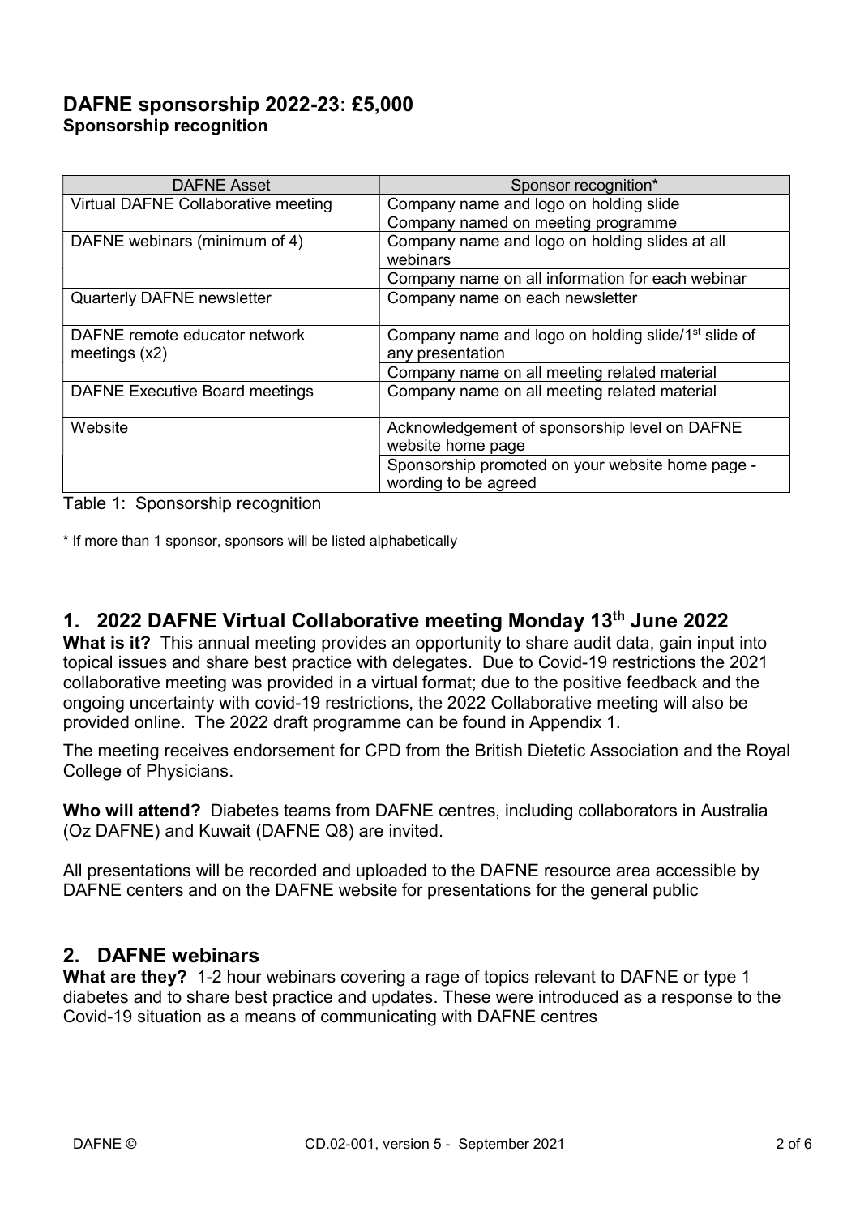## DAFNE sponsorship 2022-23: £5,000

**Sponsorship recognition**

| DAFNE Asset | Sponsor recognition* |
|---|---|
| Virtual DAFNE Collaborative meeting | Company name and logo on holding slide<br>Company named on meeting programme |
| DAFNE webinars (minimum of 4) | Company name and logo on holding slides at all webinars |
| | Company name on all information for each webinar |
| Quarterly DAFNE newsletter | Company name on each newsletter |
| DAFNE remote educator network meetings (x2) | Company name and logo on holding slide/1st slide of any presentation |
| | Company name on all meeting related material |
| DAFNE Executive Board meetings | Company name on all meeting related material |
| Website | Acknowledgement of sponsorship level on DAFNE website home page |
| | Sponsorship promoted on your website home page - wording to be agreed |

Table 1: Sponsorship recognition

\* If more than 1 sponsor, sponsors will be listed alphabetically

## 1. 2022 DAFNE Virtual Collaborative meeting Monday 13th June 2022

**What is it?** This annual meeting provides an opportunity to share audit data, gain input into topical issues and share best practice with delegates. Due to Covid-19 restrictions the 2021 collaborative meeting was provided in a virtual format; due to the positive feedback and the ongoing uncertainty with covid-19 restrictions, the 2022 Collaborative meeting will also be provided online. The 2022 draft programme can be found in Appendix 1.

The meeting receives endorsement for CPD from the British Dietetic Association and the Royal College of Physicians.

**Who will attend?** Diabetes teams from DAFNE centres, including collaborators in Australia (Oz DAFNE) and Kuwait (DAFNE Q8) are invited.

All presentations will be recorded and uploaded to the DAFNE resource area accessible by DAFNE centers and on the DAFNE website for presentations for the general public

## 2. DAFNE webinars

**What are they?** 1-2 hour webinars covering a rage of topics relevant to DAFNE or type 1 diabetes and to share best practice and updates. These were introduced as a response to the Covid-19 situation as a means of communicating with DAFNE centres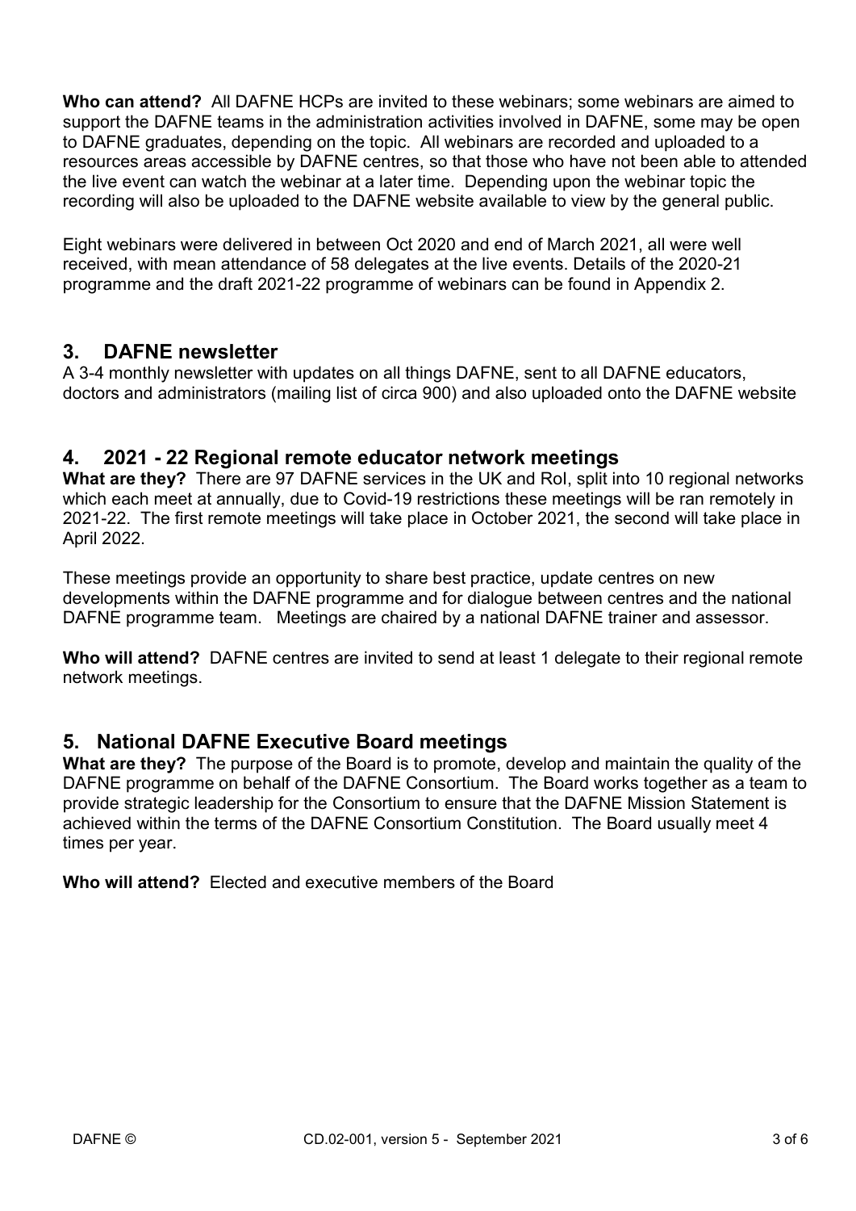**Who can attend?** All DAFNE HCPs are invited to these webinars; some webinars are aimed to support the DAFNE teams in the administration activities involved in DAFNE, some may be open to DAFNE graduates, depending on the topic. All webinars are recorded and uploaded to a resources areas accessible by DAFNE centres, so that those who have not been able to attended the live event can watch the webinar at a later time. Depending upon the webinar topic the recording will also be uploaded to the DAFNE website available to view by the general public.

Eight webinars were delivered in between Oct 2020 and end of March 2021, all were well received, with mean attendance of 58 delegates at the live events. Details of the 2020-21 programme and the draft 2021-22 programme of webinars can be found in Appendix 2.

## 3. DAFNE newsletter

A 3-4 monthly newsletter with updates on all things DAFNE, sent to all DAFNE educators, doctors and administrators (mailing list of circa 900) and also uploaded onto the DAFNE website

## 4. 2021 - 22 Regional remote educator network meetings

**What are they?** There are 97 DAFNE services in the UK and RoI, split into 10 regional networks which each meet at annually, due to Covid-19 restrictions these meetings will be ran remotely in 2021-22. The first remote meetings will take place in October 2021, the second will take place in April 2022.

These meetings provide an opportunity to share best practice, update centres on new developments within the DAFNE programme and for dialogue between centres and the national DAFNE programme team. Meetings are chaired by a national DAFNE trainer and assessor.

**Who will attend?** DAFNE centres are invited to send at least 1 delegate to their regional remote network meetings.

## 5. National DAFNE Executive Board meetings

**What are they?** The purpose of the Board is to promote, develop and maintain the quality of the DAFNE programme on behalf of the DAFNE Consortium. The Board works together as a team to provide strategic leadership for the Consortium to ensure that the DAFNE Mission Statement is achieved within the terms of the DAFNE Consortium Constitution. The Board usually meet 4 times per year.

**Who will attend?** Elected and executive members of the Board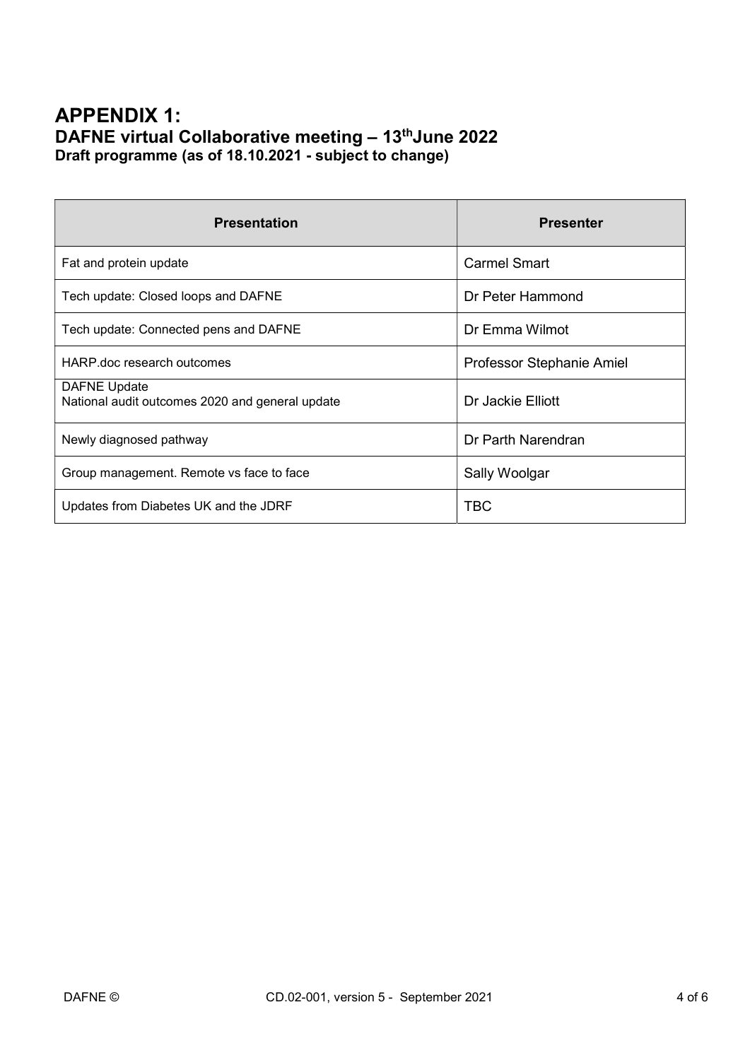# APPENDIX 1:

## DAFNE virtual Collaborative meeting – 13th June 2022

### Draft programme (as of 18.10.2021 - subject to change)

| Presentation | Presenter |
|---|---|
| Fat and protein update | Carmel Smart |
| Tech update: Closed loops and DAFNE | Dr Peter Hammond |
| Tech update: Connected pens and DAFNE | Dr Emma Wilmot |
| HARP.doc research outcomes | Professor Stephanie Amiel |
| DAFNE Update<br>National audit outcomes 2020 and general update | Dr Jackie Elliott |
| Newly diagnosed pathway | Dr Parth Narendran |
| Group management. Remote vs face to face | Sally Woolgar |
| Updates from Diabetes UK and the JDRF | TBC |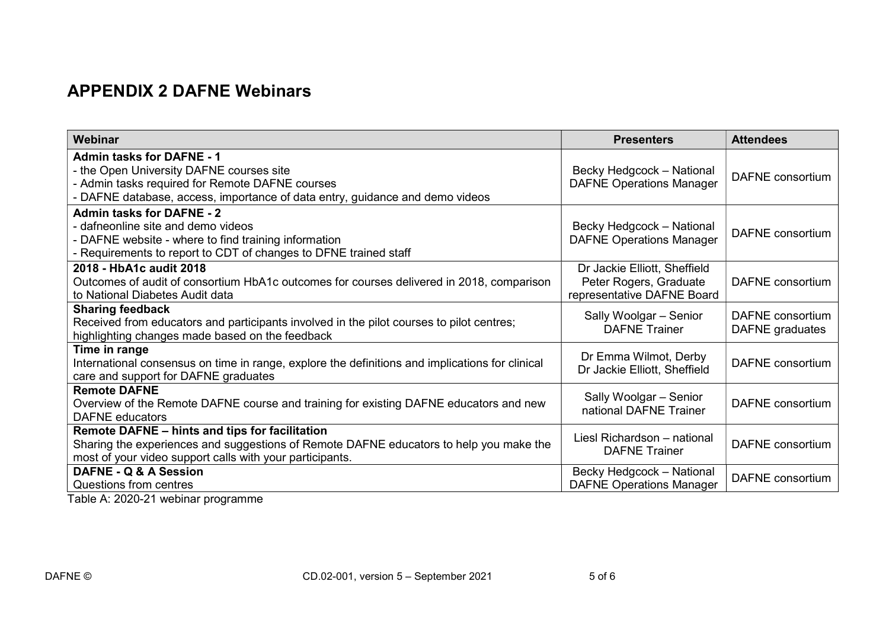## APPENDIX 2 DAFNE Webinars

| Webinar | Presenters | Attendees |
|---|---|---|
| **Admin tasks for DAFNE - 1**<br>- the Open University DAFNE courses site<br>- Admin tasks required for Remote DAFNE courses<br>- DAFNE database, access, importance of data entry, guidance and demo videos | Becky Hedgcock – National DAFNE Operations Manager | DAFNE consortium |
| **Admin tasks for DAFNE - 2**<br>- dafneonline site and demo videos<br>- DAFNE website - where to find training information<br>- Requirements to report to CDT of changes to DFNE trained staff | Becky Hedgcock – National DAFNE Operations Manager | DAFNE consortium |
| **2018 - HbA1c audit 2018**<br>Outcomes of audit of consortium HbA1c outcomes for courses delivered in 2018, comparison to National Diabetes Audit data | Dr Jackie Elliott, Sheffield<br>Peter Rogers, Graduate representative DAFNE Board | DAFNE consortium |
| **Sharing feedback**<br>Received from educators and participants involved in the pilot courses to pilot centres; highlighting changes made based on the feedback | Sally Woolgar – Senior DAFNE Trainer | DAFNE consortium<br>DAFNE graduates |
| **Time in range**<br>International consensus on time in range, explore the definitions and implications for clinical care and support for DAFNE graduates | Dr Emma Wilmot, Derby<br>Dr Jackie Elliott, Sheffield | DAFNE consortium |
| **Remote DAFNE**<br>Overview of the Remote DAFNE course and training for existing DAFNE educators and new DAFNE educators | Sally Woolgar – Senior national DAFNE Trainer | DAFNE consortium |
| **Remote DAFNE – hints and tips for facilitation**<br>Sharing the experiences and suggestions of Remote DAFNE educators to help you make the most of your video support calls with your participants. | Liesl Richardson – national DAFNE Trainer | DAFNE consortium |
| **DAFNE - Q & A Session**<br>Questions from centres | Becky Hedgcock – National DAFNE Operations Manager | DAFNE consortium |

Table A: 2020-21 webinar programme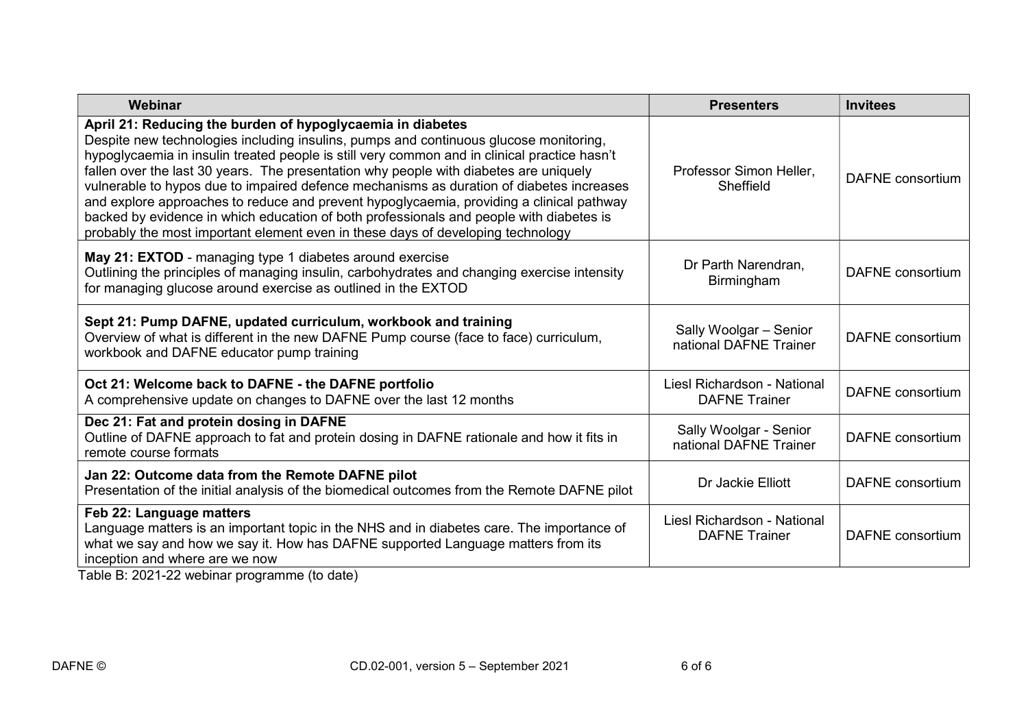| Webinar | Presenters | Invitees |
|---|---|---|
| **April 21: Reducing the burden of hypoglycaemia in diabetes** Despite new technologies including insulins, pumps and continuous glucose monitoring, hypoglycaemia in insulin treated people is still very common and in clinical practice hasn't fallen over the last 30 years. The presentation why people with diabetes are uniquely vulnerable to hypos due to impaired defence mechanisms as duration of diabetes increases and explore approaches to reduce and prevent hypoglycaemia, providing a clinical pathway backed by evidence in which education of both professionals and people with diabetes is probably the most important element even in these days of developing technology | Professor Simon Heller, Sheffield | DAFNE consortium |
| **May 21: EXTOD** - managing type 1 diabetes around exercise Outlining the principles of managing insulin, carbohydrates and changing exercise intensity for managing glucose around exercise as outlined in the EXTOD | Dr Parth Narendran, Birmingham | DAFNE consortium |
| **Sept 21: Pump DAFNE, updated curriculum, workbook and training** Overview of what is different in the new DAFNE Pump course (face to face) curriculum, workbook and DAFNE educator pump training | Sally Woolgar – Senior national DAFNE Trainer | DAFNE consortium |
| **Oct 21: Welcome back to DAFNE - the DAFNE portfolio** A comprehensive update on changes to DAFNE over the last 12 months | Liesl Richardson - National DAFNE Trainer | DAFNE consortium |
| **Dec 21: Fat and protein dosing in DAFNE** Outline of DAFNE approach to fat and protein dosing in DAFNE rationale and how it fits in remote course formats | Sally Woolgar - Senior national DAFNE Trainer | DAFNE consortium |
| **Jan 22: Outcome data from the Remote DAFNE pilot** Presentation of the initial analysis of the biomedical outcomes from the Remote DAFNE pilot | Dr Jackie Elliott | DAFNE consortium |
| **Feb 22: Language matters** Language matters is an important topic in the NHS and in diabetes care. The importance of what we say and how we say it. How has DAFNE supported Language matters from its inception and where are we now | Liesl Richardson - National DAFNE Trainer | DAFNE consortium |

Table B: 2021-22 webinar programme (to date)